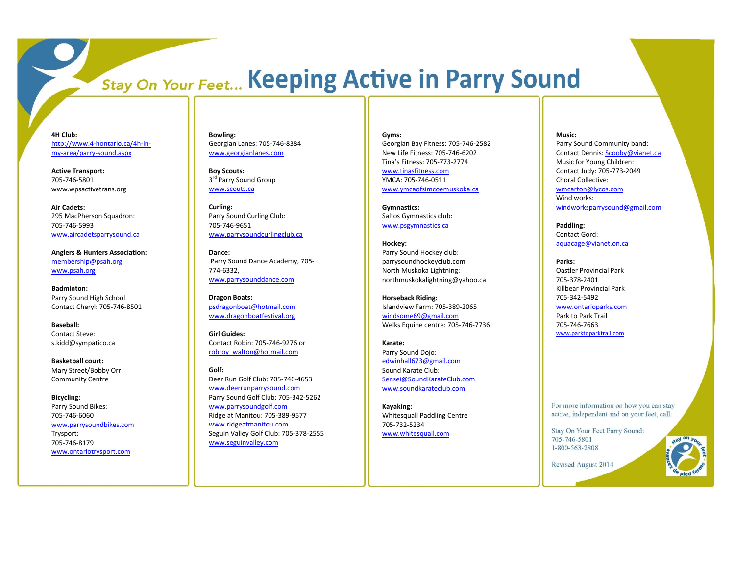# Stay On Your Feet... Keeping Active in Parry Sound

**4H Club:**
http://www.4-hontario.ca/4h-in-my-area/parry-sound.aspx

**Active Transport:**
705-746-5801
www.wpsactivetrans.org

**Air Cadets:**
295 MacPherson Squadron:
705-746-5993
www.aircadetsparrysound.ca

**Anglers & Hunters Association:**
membership@psah.org
www.psah.org

**Badminton:**
Parry Sound High School
Contact Cheryl: 705-746-8501

**Baseball:**
Contact Steve:
s.kidd@sympatico.ca

**Basketball court:**
Mary Street/Bobby Orr
Community Centre

**Bicycling:**
Parry Sound Bikes:
705-746-6060
www.parrysoundbikes.com
Trysport:
705-746-8179
www.ontariotrysport.com

**Bowling:**
Georgian Lanes: 705-746-8384
www.georgianlanes.com

**Boy Scouts:**
3rd Parry Sound Group
www.scouts.ca

**Curling:**
Parry Sound Curling Club:
705-746-9651
www.parrysoundcurlingclub.ca

**Dance:**
Parry Sound Dance Academy, 705-774-6332,
www.parrysounddance.com

**Dragon Boats:**
psdragonboat@hotmail.com
www.dragonboatfestival.org

**Girl Guides:**
Contact Robin: 705-746-9276 or
robroy_walton@hotmail.com

**Golf:**
Deer Run Golf Club: 705-746-4653
www.deerrunparrysound.com
Parry Sound Golf Club: 705-342-5262
www.parrysoundgolf.com
Ridge at Manitou: 705-389-9577
www.ridgeatmanitou.com
Seguin Valley Golf Club: 705-378-2555
www.seguinvalley.com

**Gyms:**
Georgian Bay Fitness: 705-746-2582
New Life Fitness: 705-746-6202
Tina's Fitness: 705-773-2774
www.tinasfitness.com
YMCA: 705-746-0511
www.ymcaofsimcoemuskoka.ca

**Gymnastics:**
Saltos Gymnastics club:
www.psgymnastics.ca

**Hockey:**
Parry Sound Hockey club:
parrysoundhockeyclub.com
North Muskoka Lightning:
northmuskokalightning@yahoo.ca

**Horseback Riding:**
Islandview Farm: 705-389-2065
windsome69@gmail.com
Welks Equine centre: 705-746-7736

**Karate:**
Parry Sound Dojo:
edwinhall673@gmail.com
Sound Karate Club:
Sensei@SoundKarateClub.com
www.soundkarateclub.com

**Kayaking:**
Whitesquall Paddling Centre
705-732-5234
www.whitesquall.com

**Music:**
Parry Sound Community band:
Contact Dennis: Scooby@vianet.ca
Music for Young Children:
Contact Judy: 705-773-2049
Choral Collective:
wmcarton@lycos.com
Wind works:
windworksparrysound@gmail.com

**Paddling:**
Contact Gord:
aquacage@vianet.on.ca

**Parks:**
Oastler Provincial Park
705-378-2401
Killbear Provincial Park
705-342-5492
www.ontarioparks.com
Park to Park Trail
705-746-7663
www.parktoparktrail.com

For more information on how you can stay active, independent and on your feet, call:

Stay On Your Feet Parry Sound:
705-746-5801
1-800-563-2808

Revised August 2014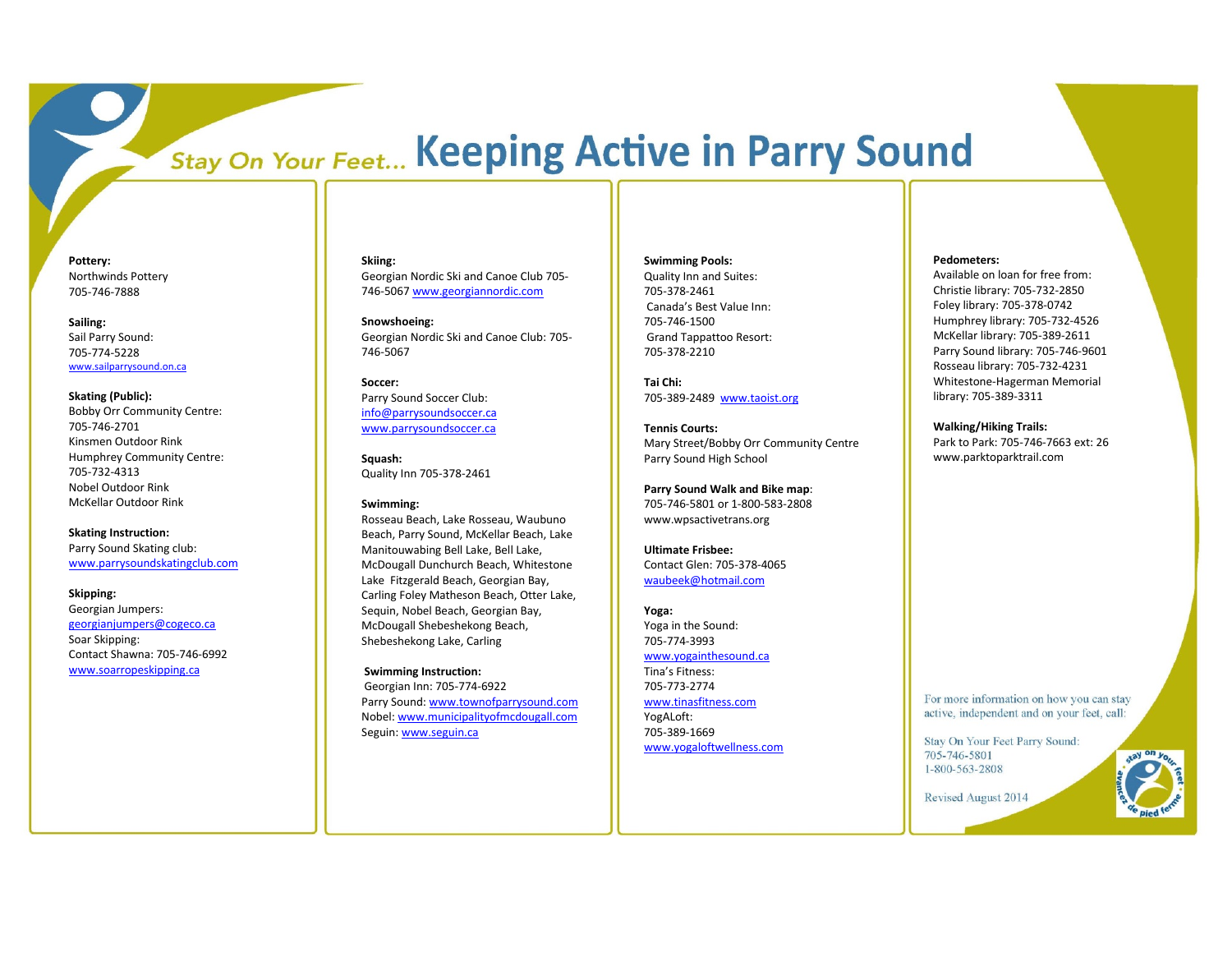# Stay On Your Feet... Keeping Active in Parry Sound

**Pottery:**
Northwinds Pottery
705-746-7888

**Sailing:**
Sail Parry Sound:
705-774-5228
www.sailparrysound.on.ca

**Skating (Public):**
Bobby Orr Community Centre:
705-746-2701
Kinsmen Outdoor Rink
Humphrey Community Centre:
705-732-4313
Nobel Outdoor Rink
McKellar Outdoor Rink

**Skating Instruction:**
Parry Sound Skating club:
www.parrysoundskatingclub.com

**Skipping:**
Georgian Jumpers:
georgianjumpers@cogeco.ca
Soar Skipping:
Contact Shawna: 705-746-6992
www.soarropeskipping.ca

**Skiing:**
Georgian Nordic Ski and Canoe Club 705-746-5067 www.georgiannordic.com

**Snowshoeing:**
Georgian Nordic Ski and Canoe Club: 705-746-5067

**Soccer:**
Parry Sound Soccer Club:
info@parrysoundsoccer.ca
www.parrysoundsoccer.ca

**Squash:**
Quality Inn 705-378-2461

**Swimming:**
Rosseau Beach, Lake Rosseau, Waubuno Beach, Parry Sound, McKellar Beach, Lake Manitouwabing Bell Lake, Bell Lake, McDougall Dunchurch Beach, Whitestone Lake Fitzgerald Beach, Georgian Bay, Carling Foley Matheson Beach, Otter Lake, Sequin, Nobel Beach, Georgian Bay, McDougall Shebeshekong Beach, Shebeshekong Lake, Carling

**Swimming Instruction:**
Georgian Inn: 705-774-6922
Parry Sound: www.townofparrysound.com
Nobel: www.municipalityofmcdougall.com
Seguin: www.seguin.ca

**Swimming Pools:**
Quality Inn and Suites:
705-378-2461
Canada's Best Value Inn:
705-746-1500
Grand Tappattoo Resort:
705-378-2210

**Tai Chi:**
705-389-2489 www.taoist.org

**Tennis Courts:**
Mary Street/Bobby Orr Community Centre
Parry Sound High School

**Parry Sound Walk and Bike map**:
705-746-5801 or 1-800-583-2808
www.wpsactivetrans.org

**Ultimate Frisbee:**
Contact Glen: 705-378-4065
waubeek@hotmail.com

**Yoga:**
Yoga in the Sound:
705-774-3993
www.yogainthesound.ca
Tina's Fitness:
705-773-2774
www.tinasfitness.com
YogALoft:
705-389-1669
www.yogaloftwellness.com

**Pedometers:**
Available on loan for free from:
Christie library: 705-732-2850
Foley library: 705-378-0742
Humphrey library: 705-732-4526
McKellar library: 705-389-2611
Parry Sound library: 705-746-9601
Rosseau library: 705-732-4231
Whitestone-Hagerman Memorial library: 705-389-3311

**Walking/Hiking Trails:**
Park to Park: 705-746-7663 ext: 26
www.parktoparktrail.com

For more information on how you can stay active, independent and on your feet, call:

Stay On Your Feet Parry Sound:
705-746-5801
1-800-563-2808

Revised August 2014